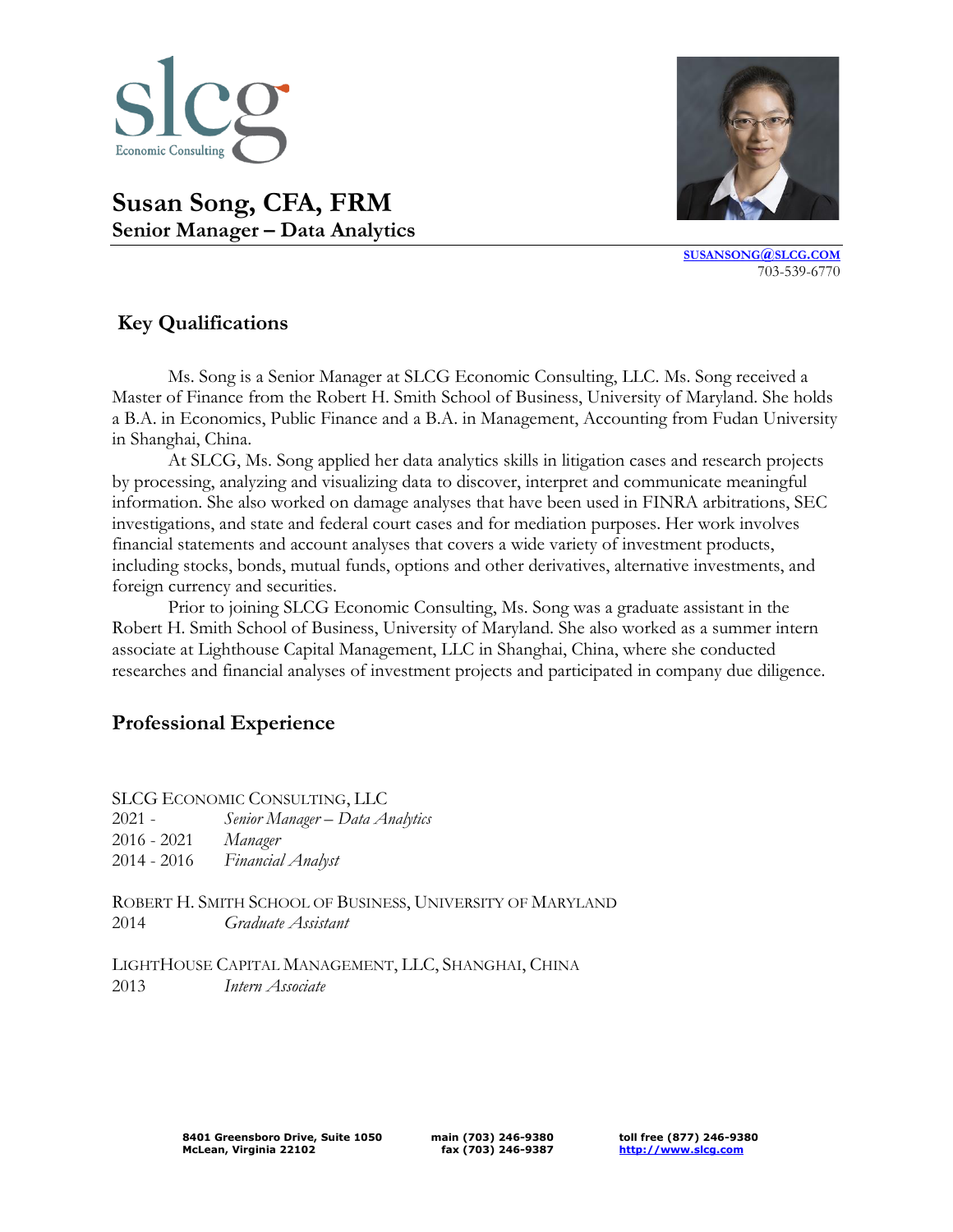slcg
Economic Consulting

# Susan Song, CFA, FRM
**Senior Manager – Data Analytics**

SUSANSONG@SLCG.COM
703-539-6770

## Key Qualifications

Ms. Song is a Senior Manager at SLCG Economic Consulting, LLC. Ms. Song received a Master of Finance from the Robert H. Smith School of Business, University of Maryland. She holds a B.A. in Economics, Public Finance and a B.A. in Management, Accounting from Fudan University in Shanghai, China.

At SLCG, Ms. Song applied her data analytics skills in litigation cases and research projects by processing, analyzing and visualizing data to discover, interpret and communicate meaningful information. She also worked on damage analyses that have been used in FINRA arbitrations, SEC investigations, and state and federal court cases and for mediation purposes. Her work involves financial statements and account analyses that covers a wide variety of investment products, including stocks, bonds, mutual funds, options and other derivatives, alternative investments, and foreign currency and securities.

Prior to joining SLCG Economic Consulting, Ms. Song was a graduate assistant in the Robert H. Smith School of Business, University of Maryland. She also worked as a summer intern associate at Lighthouse Capital Management, LLC in Shanghai, China, where she conducted researches and financial analyses of investment projects and participated in company due diligence.

## Professional Experience

SLCG ECONOMIC CONSULTING, LLC
2021 - *Senior Manager – Data Analytics*
2016 - 2021 *Manager*
2014 - 2016 *Financial Analyst*

ROBERT H. SMITH SCHOOL OF BUSINESS, UNIVERSITY OF MARYLAND
2014 *Graduate Assistant*

LIGHTHOUSE CAPITAL MANAGEMENT, LLC, SHANGHAI, CHINA
2013 *Intern Associate*

8401 Greensboro Drive, Suite 1050
McLean, Virginia 22102

main (703) 246-9380
fax (703) 246-9387

toll free (877) 246-9380
http://www.slcg.com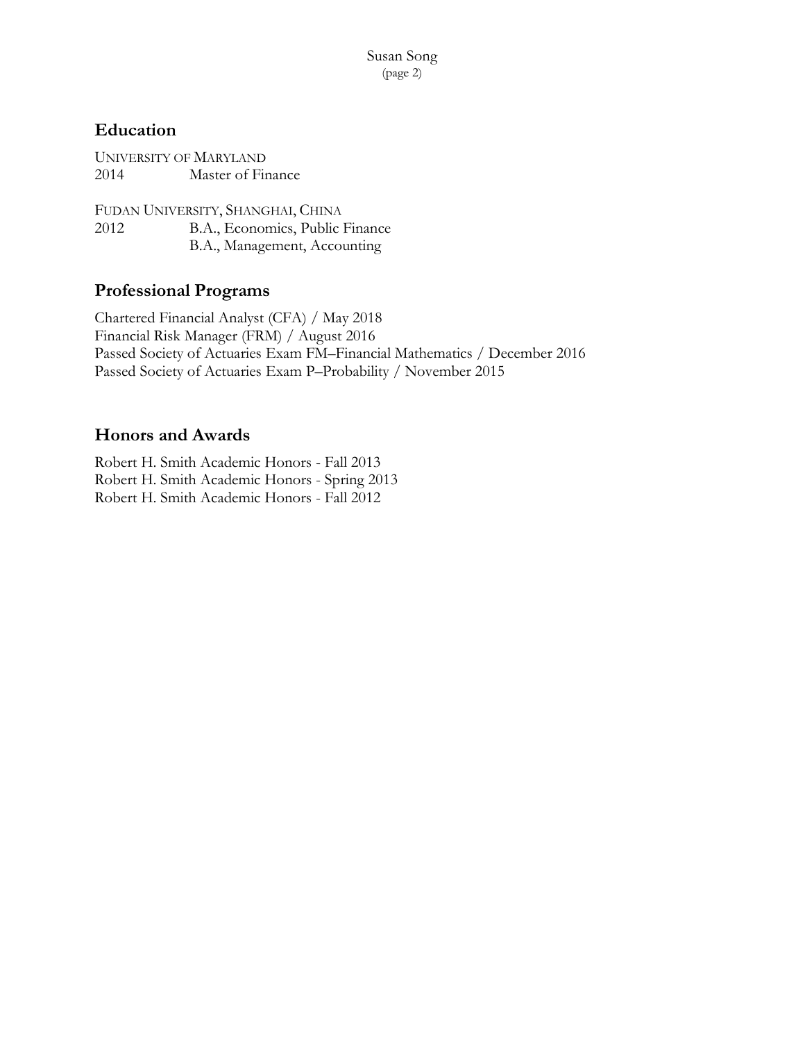## Education

UNIVERSITY OF MARYLAND
2014 Master of Finance

FUDAN UNIVERSITY, SHANGHAI, CHINA
2012 B.A., Economics, Public Finance
B.A., Management, Accounting

## Professional Programs

Chartered Financial Analyst (CFA) / May 2018
Financial Risk Manager (FRM) / August 2016
Passed Society of Actuaries Exam FM–Financial Mathematics / December 2016
Passed Society of Actuaries Exam P–Probability / November 2015

## Honors and Awards

Robert H. Smith Academic Honors - Fall 2013
Robert H. Smith Academic Honors - Spring 2013
Robert H. Smith Academic Honors - Fall 2012